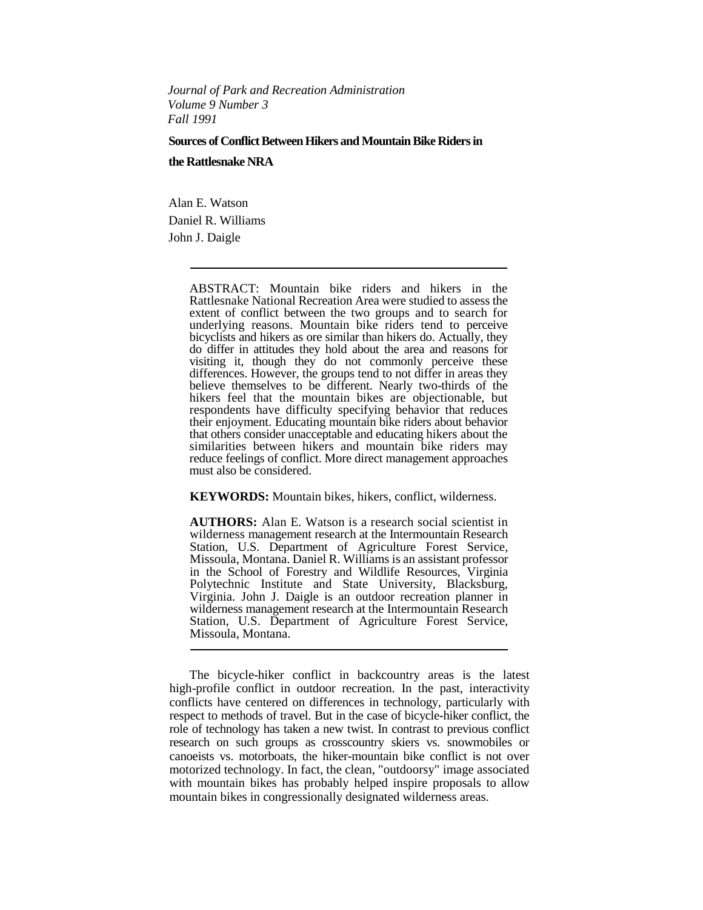*Journal of Park and Recreation Administration*
*Volume 9 Number 3*
*Fall 1991*

# Sources of Conflict Between Hikers and Mountain Bike Riders in the Rattlesnake NRA

Alan E. Watson
Daniel R. Williams
John J. Daigle

---

ABSTRACT: Mountain bike riders and hikers in the Rattlesnake National Recreation Area were studied to assess the extent of conflict between the two groups and to search for underlying reasons. Mountain bike riders tend to perceive bicyclists and hikers as ore similar than hikers do. Actually, they do differ in attitudes they hold about the area and reasons for visiting it, though they do not commonly perceive these differences. However, the groups tend to not differ in areas they believe themselves to be different. Nearly two-thirds of the hikers feel that the mountain bikes are objectionable, but respondents have difficulty specifying behavior that reduces their enjoyment. Educating mountain bike riders about behavior that others consider unacceptable and educating hikers about the similarities between hikers and mountain bike riders may reduce feelings of conflict. More direct management approaches must also be considered.

**KEYWORDS:** Mountain bikes, hikers, conflict, wilderness.

**AUTHORS:** Alan E. Watson is a research social scientist in wilderness management research at the Intermountain Research Station, U.S. Department of Agriculture Forest Service, Missoula, Montana. Daniel R. Williams is an assistant professor in the School of Forestry and Wildlife Resources, Virginia Polytechnic Institute and State University, Blacksburg, Virginia. John J. Daigle is an outdoor recreation planner in wilderness management research at the Intermountain Research Station, U.S. Department of Agriculture Forest Service, Missoula, Montana.

---

The bicycle-hiker conflict in backcountry areas is the latest high-profile conflict in outdoor recreation. In the past, interactivity conflicts have centered on differences in technology, particularly with respect to methods of travel. But in the case of bicycle-hiker conflict, the role of technology has taken a new twist. In contrast to previous conflict research on such groups as crosscountry skiers vs. snowmobiles or canoeists vs. motorboats, the hiker-mountain bike conflict is not over motorized technology. In fact, the clean, "outdoorsy" image associated with mountain bikes has probably helped inspire proposals to allow mountain bikes in congressionally designated wilderness areas.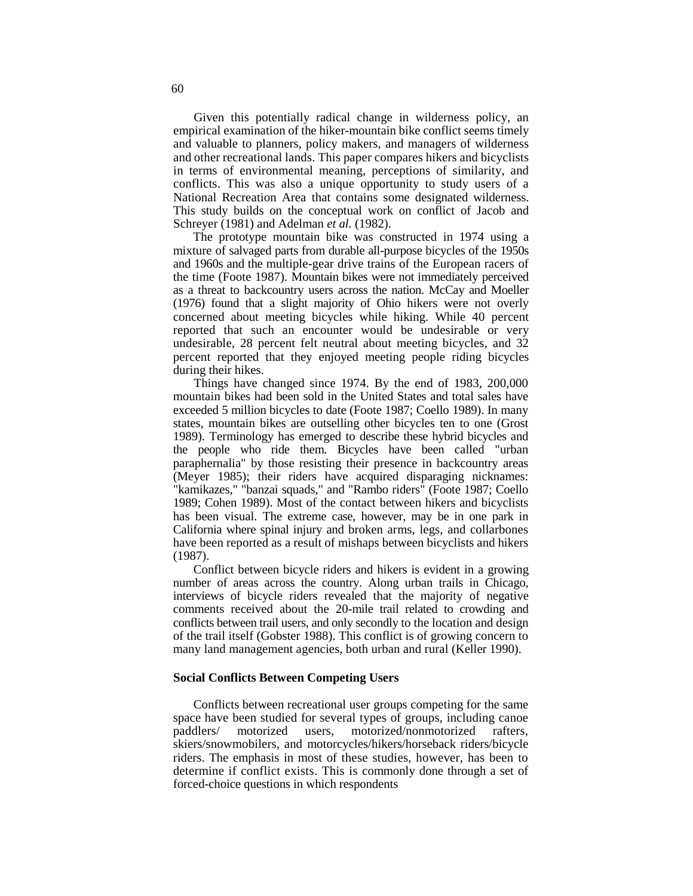Given this potentially radical change in wilderness policy, an empirical examination of the hiker-mountain bike conflict seems timely and valuable to planners, policy makers, and managers of wilderness and other recreational lands. This paper compares hikers and bicyclists in terms of environmental meaning, perceptions of similarity, and conflicts. This was also a unique opportunity to study users of a National Recreation Area that contains some designated wilderness. This study builds on the conceptual work on conflict of Jacob and Schreyer (1981) and Adelman *et al.* (1982).

The prototype mountain bike was constructed in 1974 using a mixture of salvaged parts from durable all-purpose bicycles of the 1950s and 1960s and the multiple-gear drive trains of the European racers of the time (Foote 1987). Mountain bikes were not immediately perceived as a threat to backcountry users across the nation. McCay and Moeller (1976) found that a slight majority of Ohio hikers were not overly concerned about meeting bicycles while hiking. While 40 percent reported that such an encounter would be undesirable or very undesirable, 28 percent felt neutral about meeting bicycles, and 32 percent reported that they enjoyed meeting people riding bicycles during their hikes.

Things have changed since 1974. By the end of 1983, 200,000 mountain bikes had been sold in the United States and total sales have exceeded 5 million bicycles to date (Foote 1987; Coello 1989). In many states, mountain bikes are outselling other bicycles ten to one (Grost 1989). Terminology has emerged to describe these hybrid bicycles and the people who ride them. Bicycles have been called "urban paraphernalia" by those resisting their presence in backcountry areas (Meyer 1985); their riders have acquired disparaging nicknames: "kamikazes," "banzai squads," and "Rambo riders" (Foote 1987; Coello 1989; Cohen 1989). Most of the contact between hikers and bicyclists has been visual. The extreme case, however, may be in one park in California where spinal injury and broken arms, legs, and collarbones have been reported as a result of mishaps between bicyclists and hikers (1987).

Conflict between bicycle riders and hikers is evident in a growing number of areas across the country. Along urban trails in Chicago, interviews of bicycle riders revealed that the majority of negative comments received about the 20-mile trail related to crowding and conflicts between trail users, and only secondly to the location and design of the trail itself (Gobster 1988). This conflict is of growing concern to many land management agencies, both urban and rural (Keller 1990).

## Social Conflicts Between Competing Users

Conflicts between recreational user groups competing for the same space have been studied for several types of groups, including canoe paddlers/ motorized users, motorized/nonmotorized rafters, skiers/snowmobilers, and motorcycles/hikers/horseback riders/bicycle riders. The emphasis in most of these studies, however, has been to determine if conflict exists. This is commonly done through a set of forced-choice questions in which respondents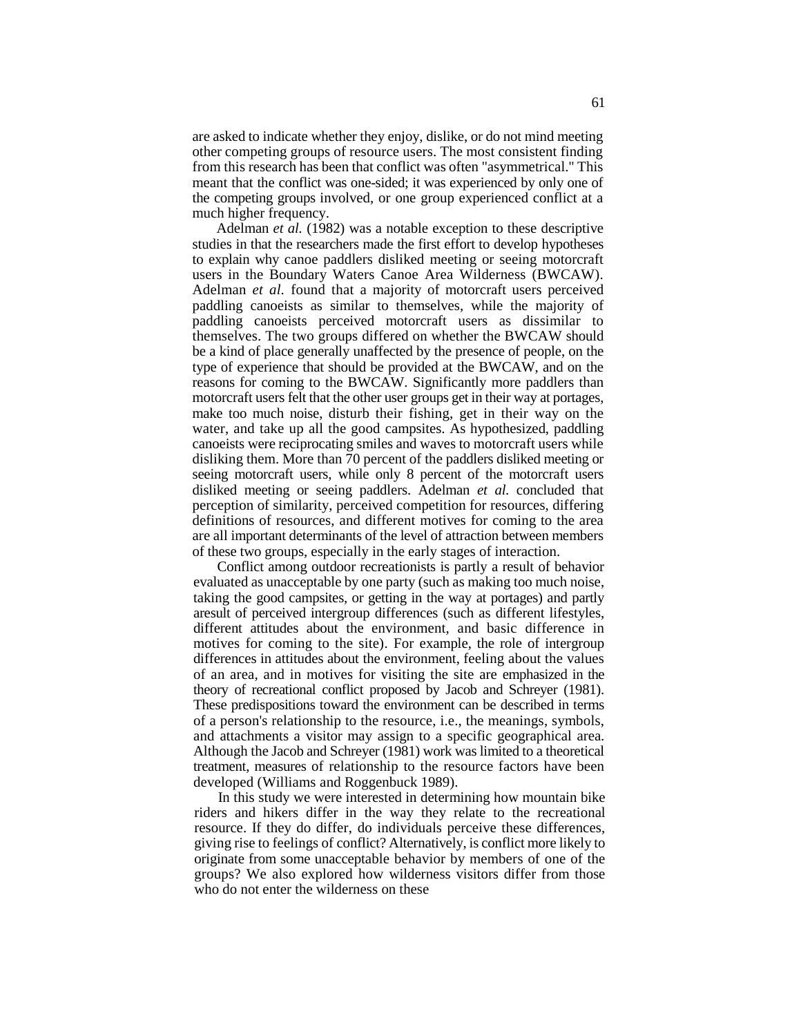are asked to indicate whether they enjoy, dislike, or do not mind meeting other competing groups of resource users. The most consistent finding from this research has been that conflict was often "asymmetrical." This meant that the conflict was one-sided; it was experienced by only one of the competing groups involved, or one group experienced conflict at a much higher frequency.

Adelman *et al.* (1982) was a notable exception to these descriptive studies in that the researchers made the first effort to develop hypotheses to explain why canoe paddlers disliked meeting or seeing motorcraft users in the Boundary Waters Canoe Area Wilderness (BWCAW). Adelman *et al*. found that a majority of motorcraft users perceived paddling canoeists as similar to themselves, while the majority of paddling canoeists perceived motorcraft users as dissimilar to themselves. The two groups differed on whether the BWCAW should be a kind of place generally unaffected by the presence of people, on the type of experience that should be provided at the BWCAW, and on the reasons for coming to the BWCAW. Significantly more paddlers than motorcraft users felt that the other user groups get in their way at portages, make too much noise, disturb their fishing, get in their way on the water, and take up all the good campsites. As hypothesized, paddling canoeists were reciprocating smiles and waves to motorcraft users while disliking them. More than 70 percent of the paddlers disliked meeting or seeing motorcraft users, while only 8 percent of the motorcraft users disliked meeting or seeing paddlers. Adelman *et al.* concluded that perception of similarity, perceived competition for resources, differing definitions of resources, and different motives for coming to the area are all important determinants of the level of attraction between members of these two groups, especially in the early stages of interaction.

Conflict among outdoor recreationists is partly a result of behavior evaluated as unacceptable by one party (such as making too much noise, taking the good campsites, or getting in the way at portages) and partly aresult of perceived intergroup differences (such as different lifestyles, different attitudes about the environment, and basic difference in motives for coming to the site). For example, the role of intergroup differences in attitudes about the environment, feeling about the values of an area, and in motives for visiting the site are emphasized in the theory of recreational conflict proposed by Jacob and Schreyer (1981). These predispositions toward the environment can be described in terms of a person's relationship to the resource, i.e., the meanings, symbols, and attachments a visitor may assign to a specific geographical area. Although the Jacob and Schreyer (1981) work was limited to a theoretical treatment, measures of relationship to the resource factors have been developed (Williams and Roggenbuck 1989).

In this study we were interested in determining how mountain bike riders and hikers differ in the way they relate to the recreational resource. If they do differ, do individuals perceive these differences, giving rise to feelings of conflict? Alternatively, is conflict more likely to originate from some unacceptable behavior by members of one of the groups? We also explored how wilderness visitors differ from those who do not enter the wilderness on these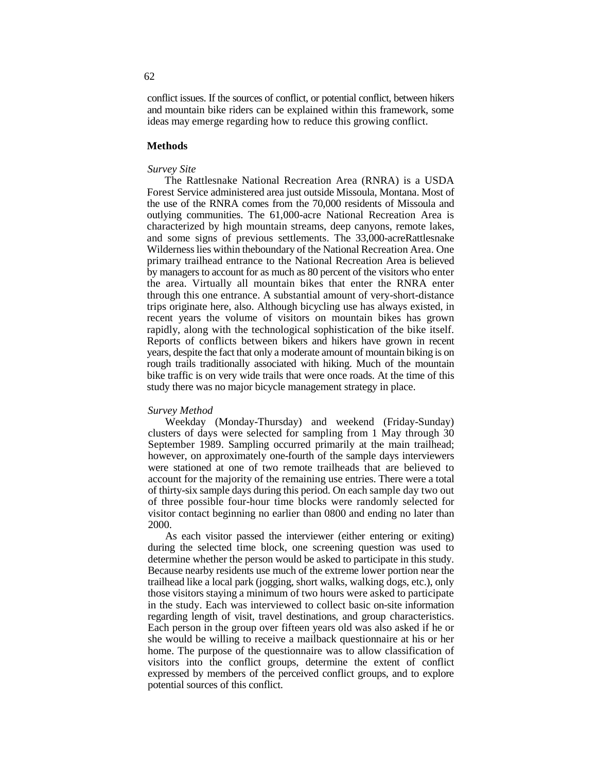conflict issues. If the sources of conflict, or potential conflict, between hikers and mountain bike riders can be explained within this framework, some ideas may emerge regarding how to reduce this growing conflict.

## Methods

### *Survey Site*

The Rattlesnake National Recreation Area (RNRA) is a USDA Forest Service administered area just outside Missoula, Montana. Most of the use of the RNRA comes from the 70,000 residents of Missoula and outlying communities. The 61,000-acre National Recreation Area is characterized by high mountain streams, deep canyons, remote lakes, and some signs of previous settlements. The 33,000-acreRattlesnake Wilderness lies within theboundary of the National Recreation Area. One primary trailhead entrance to the National Recreation Area is believed by managers to account for as much as 80 percent of the visitors who enter the area. Virtually all mountain bikes that enter the RNRA enter through this one entrance. A substantial amount of very-short-distance trips originate here, also. Although bicycling use has always existed, in recent years the volume of visitors on mountain bikes has grown rapidly, along with the technological sophistication of the bike itself. Reports of conflicts between bikers and hikers have grown in recent years, despite the fact that only a moderate amount of mountain biking is on rough trails traditionally associated with hiking. Much of the mountain bike traffic is on very wide trails that were once roads. At the time of this study there was no major bicycle management strategy in place.

### *Survey Method*

Weekday (Monday-Thursday) and weekend (Friday-Sunday) clusters of days were selected for sampling from 1 May through 30 September 1989. Sampling occurred primarily at the main trailhead; however, on approximately one-fourth of the sample days interviewers were stationed at one of two remote trailheads that are believed to account for the majority of the remaining use entries. There were a total of thirty-six sample days during this period. On each sample day two out of three possible four-hour time blocks were randomly selected for visitor contact beginning no earlier than 0800 and ending no later than 2000.

As each visitor passed the interviewer (either entering or exiting) during the selected time block, one screening question was used to determine whether the person would be asked to participate in this study. Because nearby residents use much of the extreme lower portion near the trailhead like a local park (jogging, short walks, walking dogs, etc.), only those visitors staying a minimum of two hours were asked to participate in the study. Each was interviewed to collect basic on-site information regarding length of visit, travel destinations, and group characteristics. Each person in the group over fifteen years old was also asked if he or she would be willing to receive a mailback questionnaire at his or her home. The purpose of the questionnaire was to allow classification of visitors into the conflict groups, determine the extent of conflict expressed by members of the perceived conflict groups, and to explore potential sources of this conflict.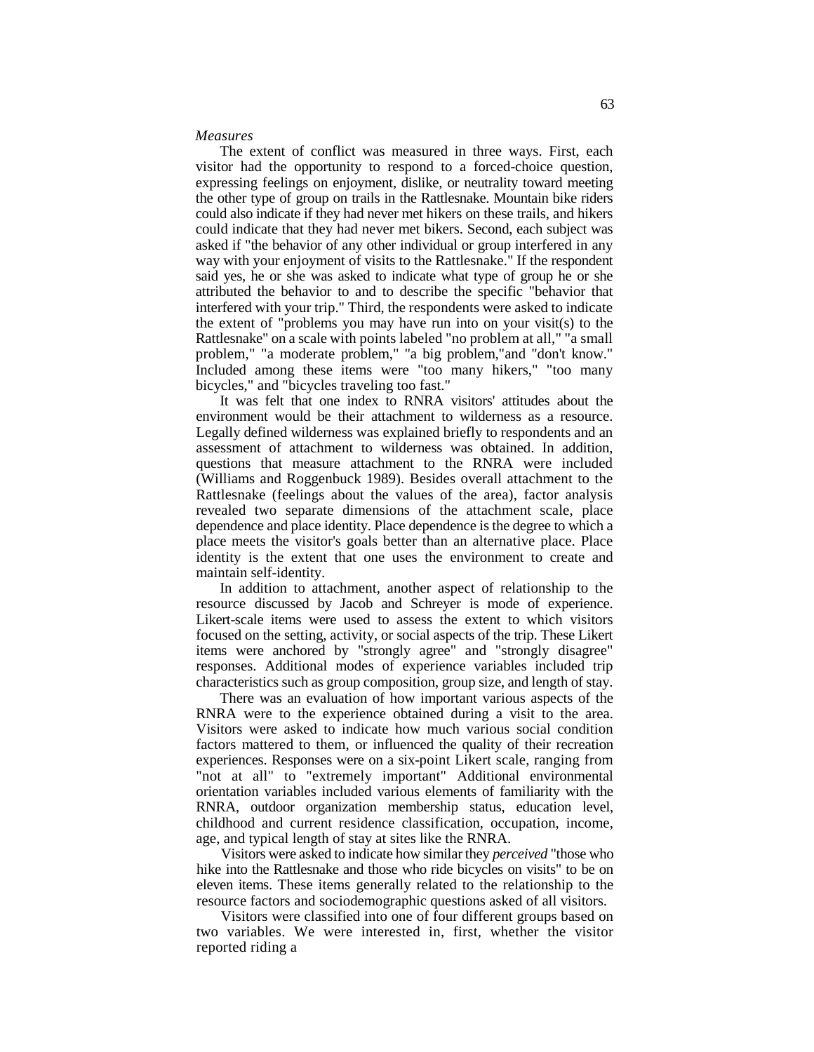*Measures*

The extent of conflict was measured in three ways. First, each visitor had the opportunity to respond to a forced-choice question, expressing feelings on enjoyment, dislike, or neutrality toward meeting the other type of group on trails in the Rattlesnake. Mountain bike riders could also indicate if they had never met hikers on these trails, and hikers could indicate that they had never met bikers. Second, each subject was asked if "the behavior of any other individual or group interfered in any way with your enjoyment of visits to the Rattlesnake." If the respondent said yes, he or she was asked to indicate what type of group he or she attributed the behavior to and to describe the specific "behavior that interfered with your trip." Third, the respondents were asked to indicate the extent of "problems you may have run into on your visit(s) to the Rattlesnake" on a scale with points labeled "no problem at all," "a small problem," "a moderate problem," "a big problem,"and "don't know." Included among these items were "too many hikers," "too many bicycles," and "bicycles traveling too fast."

It was felt that one index to RNRA visitors' attitudes about the environment would be their attachment to wilderness as a resource. Legally defined wilderness was explained briefly to respondents and an assessment of attachment to wilderness was obtained. In addition, questions that measure attachment to the RNRA were included (Williams and Roggenbuck 1989). Besides overall attachment to the Rattlesnake (feelings about the values of the area), factor analysis revealed two separate dimensions of the attachment scale, place dependence and place identity. Place dependence is the degree to which a place meets the visitor's goals better than an alternative place. Place identity is the extent that one uses the environment to create and maintain self-identity.

In addition to attachment, another aspect of relationship to the resource discussed by Jacob and Schreyer is mode of experience. Likert-scale items were used to assess the extent to which visitors focused on the setting, activity, or social aspects of the trip. These Likert items were anchored by "strongly agree" and "strongly disagree" responses. Additional modes of experience variables included trip characteristics such as group composition, group size, and length of stay.

There was an evaluation of how important various aspects of the RNRA were to the experience obtained during a visit to the area. Visitors were asked to indicate how much various social condition factors mattered to them, or influenced the quality of their recreation experiences. Responses were on a six-point Likert scale, ranging from "not at all" to "extremely important" Additional environmental orientation variables included various elements of familiarity with the RNRA, outdoor organization membership status, education level, childhood and current residence classification, occupation, income, age, and typical length of stay at sites like the RNRA.

Visitors were asked to indicate how similar they *perceived* "those who hike into the Rattlesnake and those who ride bicycles on visits" to be on eleven items. These items generally related to the relationship to the resource factors and sociodemographic questions asked of all visitors.

Visitors were classified into one of four different groups based on two variables. We were interested in, first, whether the visitor reported riding a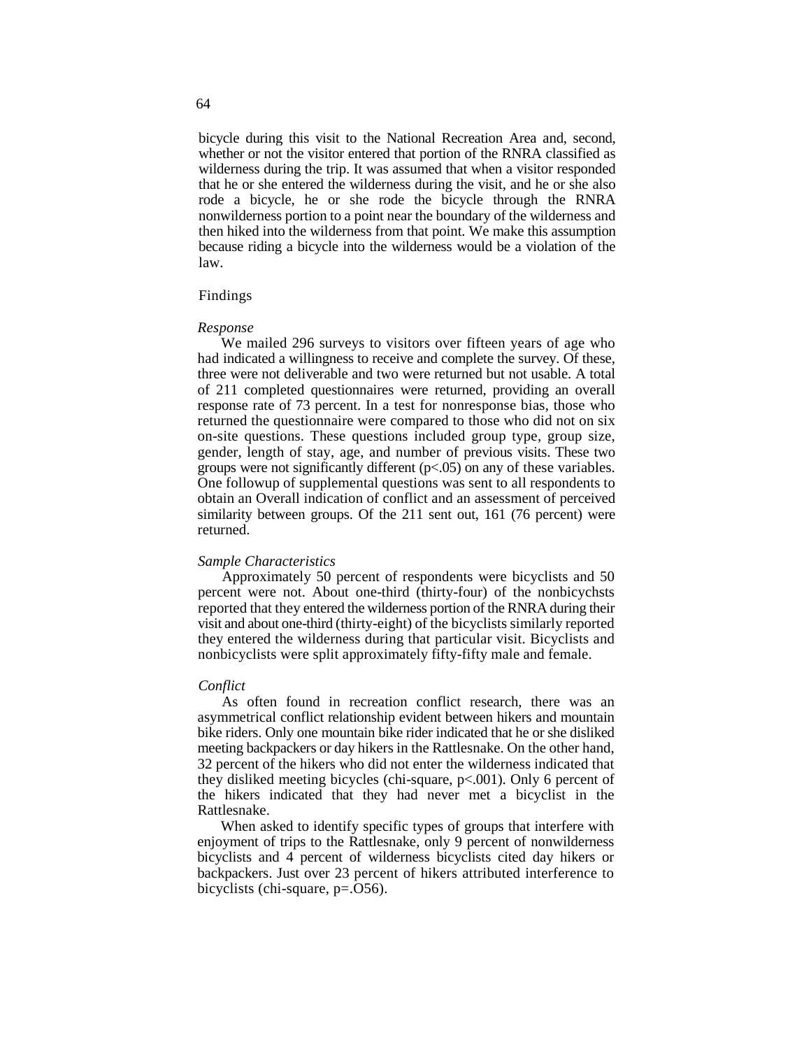bicycle during this visit to the National Recreation Area and, second, whether or not the visitor entered that portion of the RNRA classified as wilderness during the trip. It was assumed that when a visitor responded that he or she entered the wilderness during the visit, and he or she also rode a bicycle, he or she rode the bicycle through the RNRA nonwilderness portion to a point near the boundary of the wilderness and then hiked into the wilderness from that point. We make this assumption because riding a bicycle into the wilderness would be a violation of the law.

## Findings

### *Response*

We mailed 296 surveys to visitors over fifteen years of age who had indicated a willingness to receive and complete the survey. Of these, three were not deliverable and two were returned but not usable. A total of 211 completed questionnaires were returned, providing an overall response rate of 73 percent. In a test for nonresponse bias, those who returned the questionnaire were compared to those who did not on six on-site questions. These questions included group type, group size, gender, length of stay, age, and number of previous visits. These two groups were not significantly different ($p<.05$) on any of these variables. One followup of supplemental questions was sent to all respondents to obtain an Overall indication of conflict and an assessment of perceived similarity between groups. Of the 211 sent out, 161 (76 percent) were returned.

### *Sample Characteristics*

Approximately 50 percent of respondents were bicyclists and 50 percent were not. About one-third (thirty-four) of the nonbicychsts reported that they entered the wilderness portion of the RNRA during their visit and about one-third (thirty-eight) of the bicyclists similarly reported they entered the wilderness during that particular visit. Bicyclists and nonbicyclists were split approximately fifty-fifty male and female.

### *Conflict*

As often found in recreation conflict research, there was an asymmetrical conflict relationship evident between hikers and mountain bike riders. Only one mountain bike rider indicated that he or she disliked meeting backpackers or day hikers in the Rattlesnake. On the other hand, 32 percent of the hikers who did not enter the wilderness indicated that they disliked meeting bicycles (chi-square, $p<.001$). Only 6 percent of the hikers indicated that they had never met a bicyclist in the Rattlesnake.

When asked to identify specific types of groups that interfere with enjoyment of trips to the Rattlesnake, only 9 percent of nonwilderness bicyclists and 4 percent of wilderness bicyclists cited day hikers or backpackers. Just over 23 percent of hikers attributed interference to bicyclists (chi-square, $p=.O56$).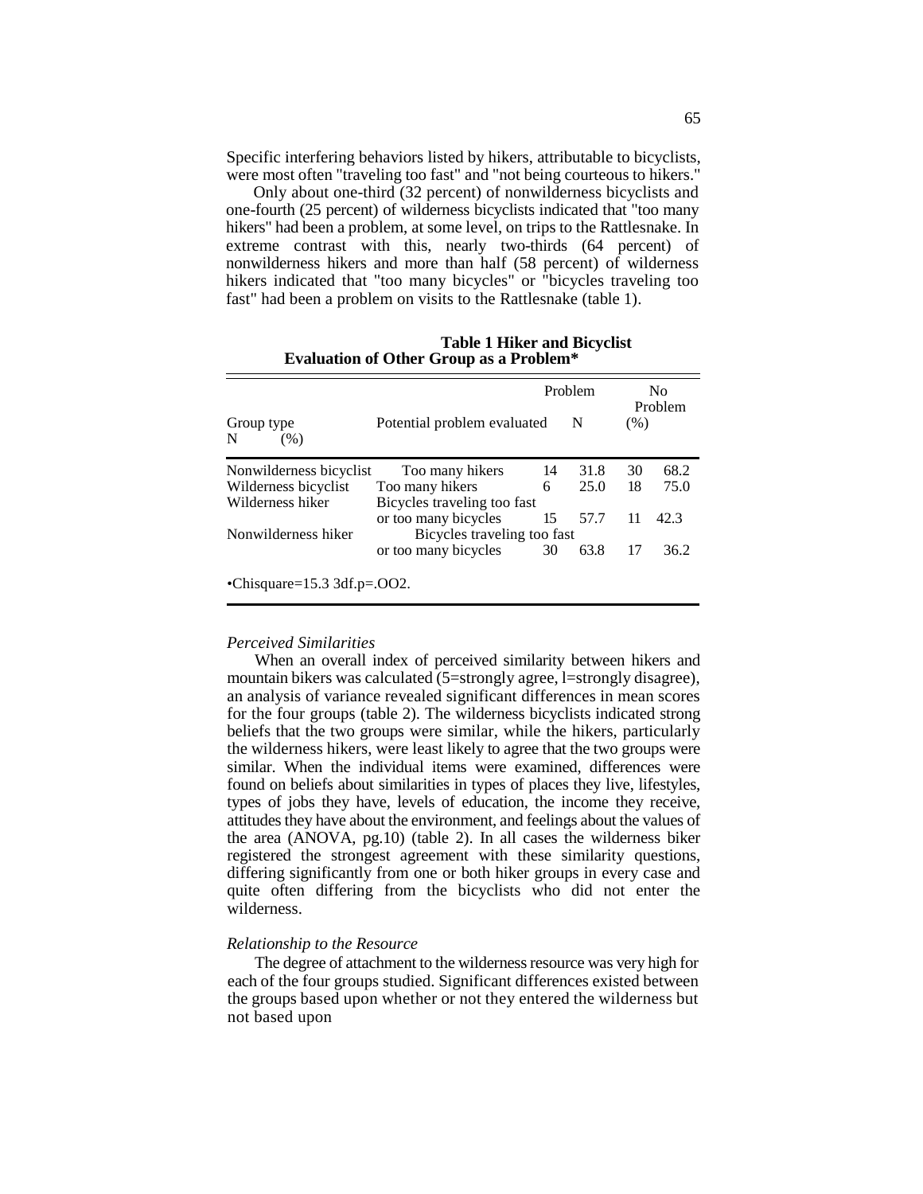Specific interfering behaviors listed by hikers, attributable to bicyclists, were most often "traveling too fast" and "not being courteous to hikers."

Only about one-third (32 percent) of nonwilderness bicyclists and one-fourth (25 percent) of wilderness bicyclists indicated that "too many hikers" had been a problem, at some level, on trips to the Rattlesnake. In extreme contrast with this, nearly two-thirds (64 percent) of nonwilderness hikers and more than half (58 percent) of wilderness hikers indicated that "too many bicycles" or "bicycles traveling too fast" had been a problem on visits to the Rattlesnake (table 1).

**Table 1 Hiker and Bicyclist Evaluation of Other Group as a Problem***

| Group type | Potential problem evaluated | Problem N | Problem (%) | No Problem N | No Problem (%) |
|---|---|---|---|---|---|
| Nonwilderness bicyclist | Too many hikers | 14 | 31.8 | 30 | 68.2 |
| Wilderness bicyclist | Too many hikers | 6 | 25.0 | 18 | 75.0 |
| Wilderness hiker | Bicycles traveling too fast or too many bicycles | 15 | 57.7 | 11 | 42.3 |
| Nonwilderness hiker | Bicycles traveling too fast or too many bicycles | 30 | 63.8 | 17 | 36.2 |

•Chisquare=15.3 3df.p=.OO2.

*Perceived Similarities*

When an overall index of perceived similarity between hikers and mountain bikers was calculated (5=strongly agree, l=strongly disagree), an analysis of variance revealed significant differences in mean scores for the four groups (table 2). The wilderness bicyclists indicated strong beliefs that the two groups were similar, while the hikers, particularly the wilderness hikers, were least likely to agree that the two groups were similar. When the individual items were examined, differences were found on beliefs about similarities in types of places they live, lifestyles, types of jobs they have, levels of education, the income they receive, attitudes they have about the environment, and feelings about the values of the area (ANOVA, pg.10) (table 2). In all cases the wilderness biker registered the strongest agreement with these similarity questions, differing significantly from one or both hiker groups in every case and quite often differing from the bicyclists who did not enter the wilderness.

*Relationship to the Resource*

The degree of attachment to the wilderness resource was very high for each of the four groups studied. Significant differences existed between the groups based upon whether or not they entered the wilderness but not based upon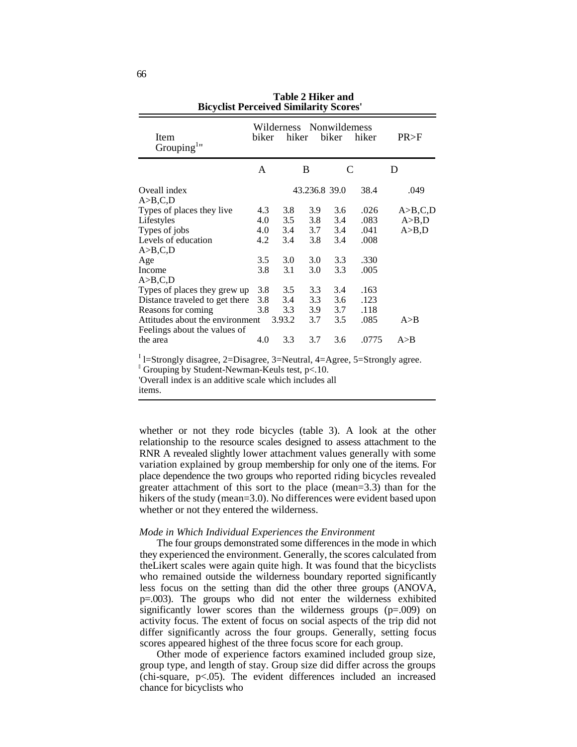**Table 2 Hiker and Bicyclist Perceived Similarity Scores'**

| Item | Wilderness biker | Wilderness hiker | Nonwildemess biker | Nonwildemess hiker | PR>F | Grouping[1]" |
|---|---|---|---|---|---|---|
| | A | B | C | D | | |
| Oveall index | 43.2 | 36.8 | 39.0 | 38.4 | .049 | A>B,C,D |
| Types of places they live | 4.3 | 3.8 | 3.9 | 3.6 | .026 | A>B,C,D |
| Lifestyles | 4.0 | 3.5 | 3.8 | 3.4 | .083 | A>B,D |
| Types of jobs | 4.0 | 3.4 | 3.7 | 3.4 | .041 | A>B,D |
| Levels of education | 4.2 | 3.4 | 3.8 | 3.4 | .008 | A>B,C,D |
| Age | 3.5 | 3.0 | 3.0 | 3.3 | .330 | |
| Income | 3.8 | 3.1 | 3.0 | 3.3 | .005 | A>B,C,D |
| Types of places they grew up | 3.8 | 3.5 | 3.3 | 3.4 | .163 | |
| Distance traveled to get there | 3.8 | 3.4 | 3.3 | 3.6 | .123 | |
| Reasons for coming | 3.8 | 3.3 | 3.9 | 3.7 | .118 | |
| Attitudes about the environment | 3.9 | 3.2 | 3.7 | 3.5 | .085 | A>B |
| Feelings about the values of the area | 4.0 | 3.3 | 3.7 | 3.6 | .0775 | A>B |

[1] l=Strongly disagree, 2=Disagree, 3=Neutral, 4=Agree, 5=Strongly agree.
[2] Grouping by Student-Newman-Keuls test, p<.10.
'Overall index is an additive scale which includes all items.

whether or not they rode bicycles (table 3). A look at the other relationship to the resource scales designed to assess attachment to the RNR A revealed slightly lower attachment values generally with some variation explained by group membership for only one of the items. For place dependence the two groups who reported riding bicycles revealed greater attachment of this sort to the place (mean=3.3) than for the hikers of the study (mean=3.0). No differences were evident based upon whether or not they entered the wilderness.

*Mode in Which Individual Experiences the Environment*

The four groups demonstrated some differences in the mode in which they experienced the environment. Generally, the scores calculated from theLikert scales were again quite high. It was found that the bicyclists who remained outside the wilderness boundary reported significantly less focus on the setting than did the other three groups (ANOVA, p=.003). The groups who did not enter the wilderness exhibited significantly lower scores than the wilderness groups (p=.009) on activity focus. The extent of focus on social aspects of the trip did not differ significantly across the four groups. Generally, setting focus scores appeared highest of the three focus score for each group.

Other mode of experience factors examined included group size, group type, and length of stay. Group size did differ across the groups (chi-square, p<.05). The evident differences included an increased chance for bicyclists who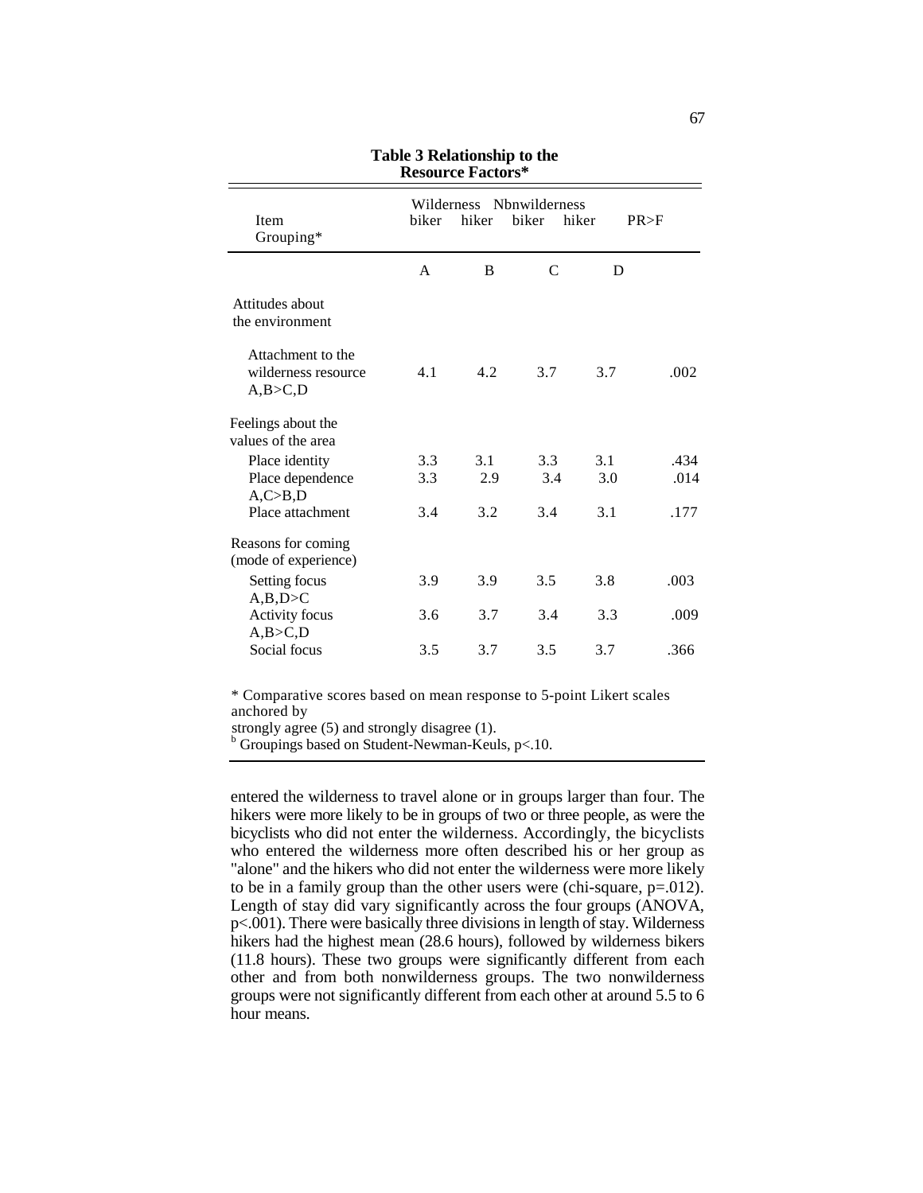**Table 3 Relationship to the Resource Factors***

| Item Grouping* | Wilderness biker | hiker | Nbnwilderness biker | hiker | PR>F |
|---|---|---|---|---|---|
| | A | B | C | D | |
| Attitudes about the environment | | | | | |
| Attachment to the wilderness resource A,B>C,D | 4.1 | 4.2 | 3.7 | 3.7 | .002 |
| Feelings about the values of the area | | | | | |
| Place identity | 3.3 | 3.1 | 3.3 | 3.1 | .434 |
| Place dependence A,C>B,D | 3.3 | 2.9 | 3.4 | 3.0 | .014 |
| Place attachment | 3.4 | 3.2 | 3.4 | 3.1 | .177 |
| Reasons for coming (mode of experience) | | | | | |
| Setting focus A,B,D>C | 3.9 | 3.9 | 3.5 | 3.8 | .003 |
| Activity focus A,B>C,D | 3.6 | 3.7 | 3.4 | 3.3 | .009 |
| Social focus | 3.5 | 3.7 | 3.5 | 3.7 | .366 |

* Comparative scores based on mean response to 5-point Likert scales anchored by strongly agree (5) and strongly disagree (1).
[b] Groupings based on Student-Newman-Keuls, p<.10.

entered the wilderness to travel alone or in groups larger than four. The hikers were more likely to be in groups of two or three people, as were the bicyclists who did not enter the wilderness. Accordingly, the bicyclists who entered the wilderness more often described his or her group as "alone" and the hikers who did not enter the wilderness were more likely to be in a family group than the other users were (chi-square, p=.012). Length of stay did vary significantly across the four groups (ANOVA, p<.001). There were basically three divisions in length of stay. Wilderness hikers had the highest mean (28.6 hours), followed by wilderness bikers (11.8 hours). These two groups were significantly different from each other and from both nonwilderness groups. The two nonwilderness groups were not significantly different from each other at around 5.5 to 6 hour means.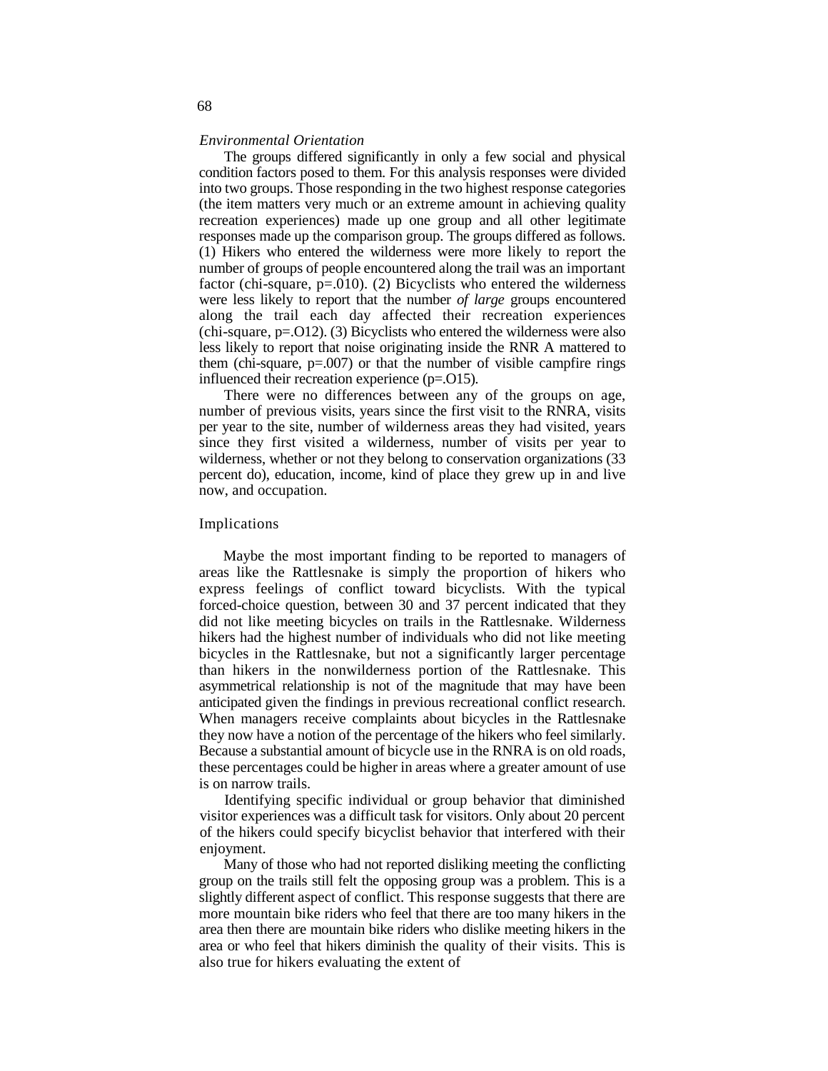### *Environmental Orientation*

The groups differed significantly in only a few social and physical condition factors posed to them. For this analysis responses were divided into two groups. Those responding in the two highest response categories (the item matters very much or an extreme amount in achieving quality recreation experiences) made up one group and all other legitimate responses made up the comparison group. The groups differed as follows. (1) Hikers who entered the wilderness were more likely to report the number of groups of people encountered along the trail was an important factor (chi-square, p=.010). (2) Bicyclists who entered the wilderness were less likely to report that the number *of large* groups encountered along the trail each day affected their recreation experiences (chi-square, p=.O12). (3) Bicyclists who entered the wilderness were also less likely to report that noise originating inside the RNR A mattered to them (chi-square, p=.007) or that the number of visible campfire rings influenced their recreation experience (p=.O15).

There were no differences between any of the groups on age, number of previous visits, years since the first visit to the RNRA, visits per year to the site, number of wilderness areas they had visited, years since they first visited a wilderness, number of visits per year to wilderness, whether or not they belong to conservation organizations (33 percent do), education, income, kind of place they grew up in and live now, and occupation.

## Implications

Maybe the most important finding to be reported to managers of areas like the Rattlesnake is simply the proportion of hikers who express feelings of conflict toward bicyclists. With the typical forced-choice question, between 30 and 37 percent indicated that they did not like meeting bicycles on trails in the Rattlesnake. Wilderness hikers had the highest number of individuals who did not like meeting bicycles in the Rattlesnake, but not a significantly larger percentage than hikers in the nonwilderness portion of the Rattlesnake. This asymmetrical relationship is not of the magnitude that may have been anticipated given the findings in previous recreational conflict research. When managers receive complaints about bicycles in the Rattlesnake they now have a notion of the percentage of the hikers who feel similarly. Because a substantial amount of bicycle use in the RNRA is on old roads, these percentages could be higher in areas where a greater amount of use is on narrow trails.

Identifying specific individual or group behavior that diminished visitor experiences was a difficult task for visitors. Only about 20 percent of the hikers could specify bicyclist behavior that interfered with their enjoyment.

Many of those who had not reported disliking meeting the conflicting group on the trails still felt the opposing group was a problem. This is a slightly different aspect of conflict. This response suggests that there are more mountain bike riders who feel that there are too many hikers in the area then there are mountain bike riders who dislike meeting hikers in the area or who feel that hikers diminish the quality of their visits. This is also true for hikers evaluating the extent of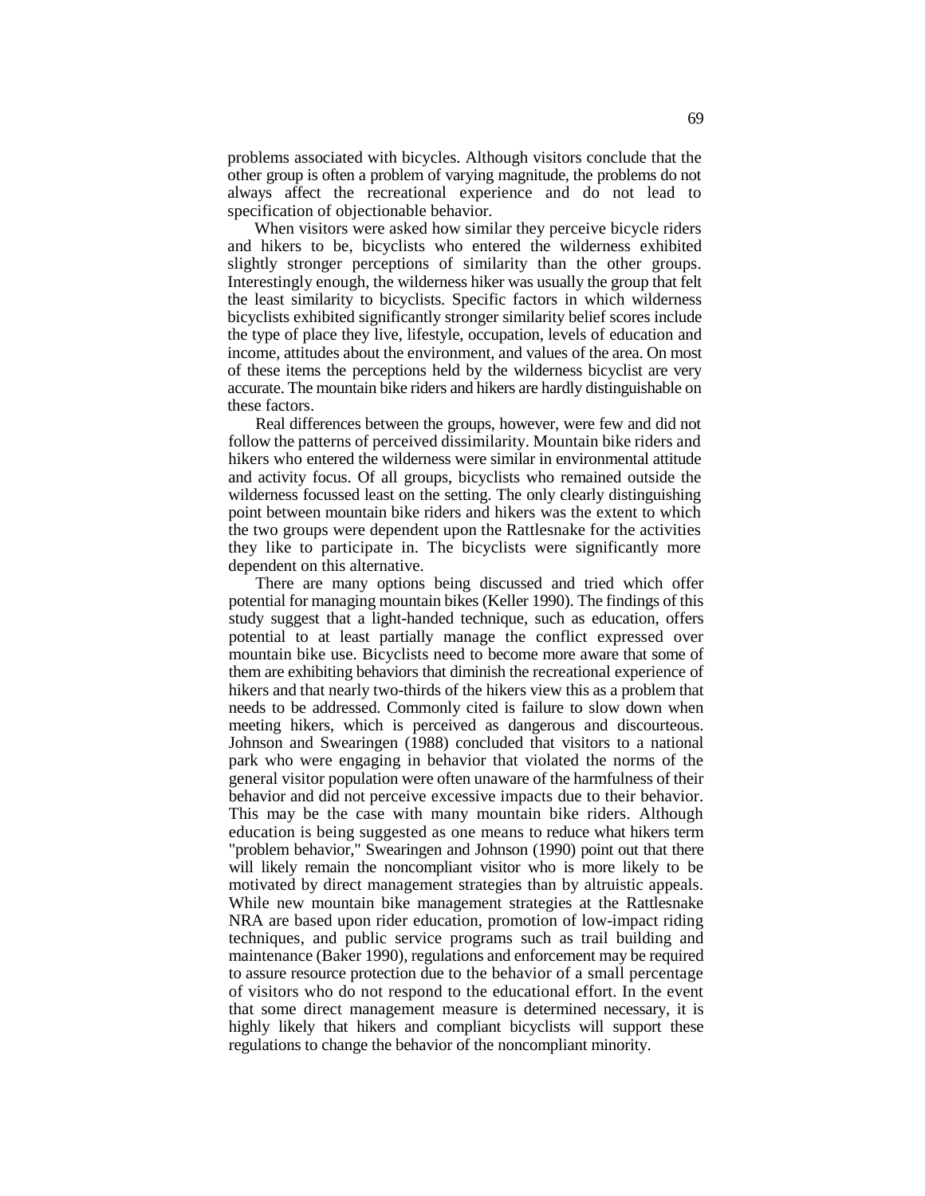problems associated with bicycles. Although visitors conclude that the other group is often a problem of varying magnitude, the problems do not always affect the recreational experience and do not lead to specification of objectionable behavior.

When visitors were asked how similar they perceive bicycle riders and hikers to be, bicyclists who entered the wilderness exhibited slightly stronger perceptions of similarity than the other groups. Interestingly enough, the wilderness hiker was usually the group that felt the least similarity to bicyclists. Specific factors in which wilderness bicyclists exhibited significantly stronger similarity belief scores include the type of place they live, lifestyle, occupation, levels of education and income, attitudes about the environment, and values of the area. On most of these items the perceptions held by the wilderness bicyclist are very accurate. The mountain bike riders and hikers are hardly distinguishable on these factors.

Real differences between the groups, however, were few and did not follow the patterns of perceived dissimilarity. Mountain bike riders and hikers who entered the wilderness were similar in environmental attitude and activity focus. Of all groups, bicyclists who remained outside the wilderness focussed least on the setting. The only clearly distinguishing point between mountain bike riders and hikers was the extent to which the two groups were dependent upon the Rattlesnake for the activities they like to participate in. The bicyclists were significantly more dependent on this alternative.

There are many options being discussed and tried which offer potential for managing mountain bikes (Keller 1990). The findings of this study suggest that a light-handed technique, such as education, offers potential to at least partially manage the conflict expressed over mountain bike use. Bicyclists need to become more aware that some of them are exhibiting behaviors that diminish the recreational experience of hikers and that nearly two-thirds of the hikers view this as a problem that needs to be addressed. Commonly cited is failure to slow down when meeting hikers, which is perceived as dangerous and discourteous. Johnson and Swearingen (1988) concluded that visitors to a national park who were engaging in behavior that violated the norms of the general visitor population were often unaware of the harmfulness of their behavior and did not perceive excessive impacts due to their behavior. This may be the case with many mountain bike riders. Although education is being suggested as one means to reduce what hikers term "problem behavior," Swearingen and Johnson (1990) point out that there will likely remain the noncompliant visitor who is more likely to be motivated by direct management strategies than by altruistic appeals. While new mountain bike management strategies at the Rattlesnake NRA are based upon rider education, promotion of low-impact riding techniques, and public service programs such as trail building and maintenance (Baker 1990), regulations and enforcement may be required to assure resource protection due to the behavior of a small percentage of visitors who do not respond to the educational effort. In the event that some direct management measure is determined necessary, it is highly likely that hikers and compliant bicyclists will support these regulations to change the behavior of the noncompliant minority.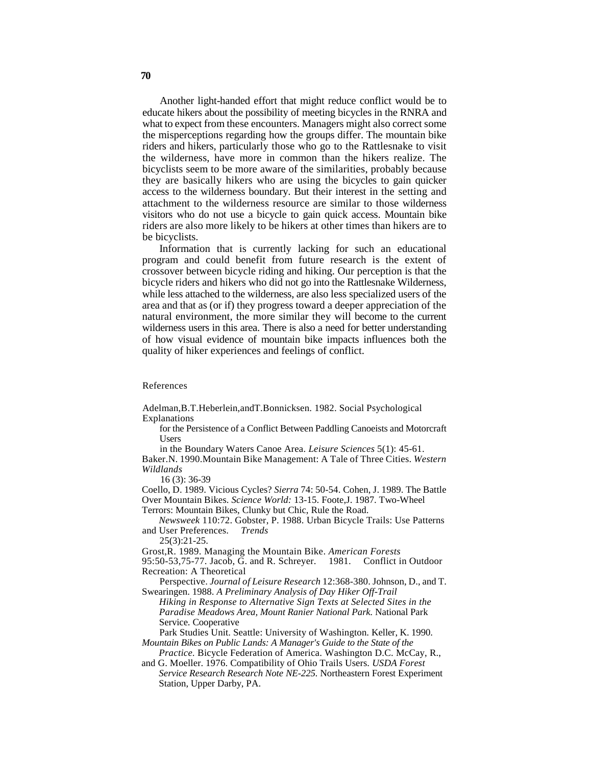Another light-handed effort that might reduce conflict would be to educate hikers about the possibility of meeting bicycles in the RNRA and what to expect from these encounters. Managers might also correct some the misperceptions regarding how the groups differ. The mountain bike riders and hikers, particularly those who go to the Rattlesnake to visit the wilderness, have more in common than the hikers realize. The bicyclists seem to be more aware of the similarities, probably because they are basically hikers who are using the bicycles to gain quicker access to the wilderness boundary. But their interest in the setting and attachment to the wilderness resource are similar to those wilderness visitors who do not use a bicycle to gain quick access. Mountain bike riders are also more likely to be hikers at other times than hikers are to be bicyclists.

Information that is currently lacking for such an educational program and could benefit from future research is the extent of crossover between bicycle riding and hiking. Our perception is that the bicycle riders and hikers who did not go into the Rattlesnake Wilderness, while less attached to the wilderness, are also less specialized users of the area and that as (or if) they progress toward a deeper appreciation of the natural environment, the more similar they will become to the current wilderness users in this area. There is also a need for better understanding of how visual evidence of mountain bike impacts influences both the quality of hiker experiences and feelings of conflict.

## References

Adelman,B.T.Heberlein,andT.Bonnicksen. 1982. Social Psychological Explanations for the Persistence of a Conflict Between Paddling Canoeists and Motorcraft Users in the Boundary Waters Canoe Area. *Leisure Sciences* 5(1): 45-61.

Baker.N. 1990.Mountain Bike Management: A Tale of Three Cities. *Western Wildlands* 16 (3): 36-39

Coello, D. 1989. Vicious Cycles? *Sierra* 74: 50-54.

Cohen, J. 1989. The Battle Over Mountain Bikes. *Science World:* 13-15.

Foote,J. 1987. Two-Wheel Terrors: Mountain Bikes, Clunky but Chic, Rule the Road. *Newsweek* 110:72.

Gobster, P. 1988. Urban Bicycle Trails: Use Patterns and User Preferences. *Trends* 25(3):21-25.

Grost,R. 1989. Managing the Mountain Bike. *American Forests* 95:50-53,75-77.

Jacob, G. and R. Schreyer. 1981. Conflict in Outdoor Recreation: A Theoretical Perspective. *Journal of Leisure Research* 12:368-380.

Johnson, D., and T. Swearingen. 1988. *A Preliminary Analysis of Day Hiker Off-Trail Hiking in Response to Alternative Sign Texts at Selected Sites in the Paradise Meadows Area, Mount Ranier National Park.* National Park Service. Cooperative Park Studies Unit. Seattle: University of Washington.

Keller, K. 1990. *Mountain Bikes on Public Lands: A Manager's Guide to the State of the Practice.* Bicycle Federation of America. Washington D.C.

McCay, R., and G. Moeller. 1976. Compatibility of Ohio Trails Users. *USDA Forest Service Research Research Note NE-225.* Northeastern Forest Experiment Station, Upper Darby, PA.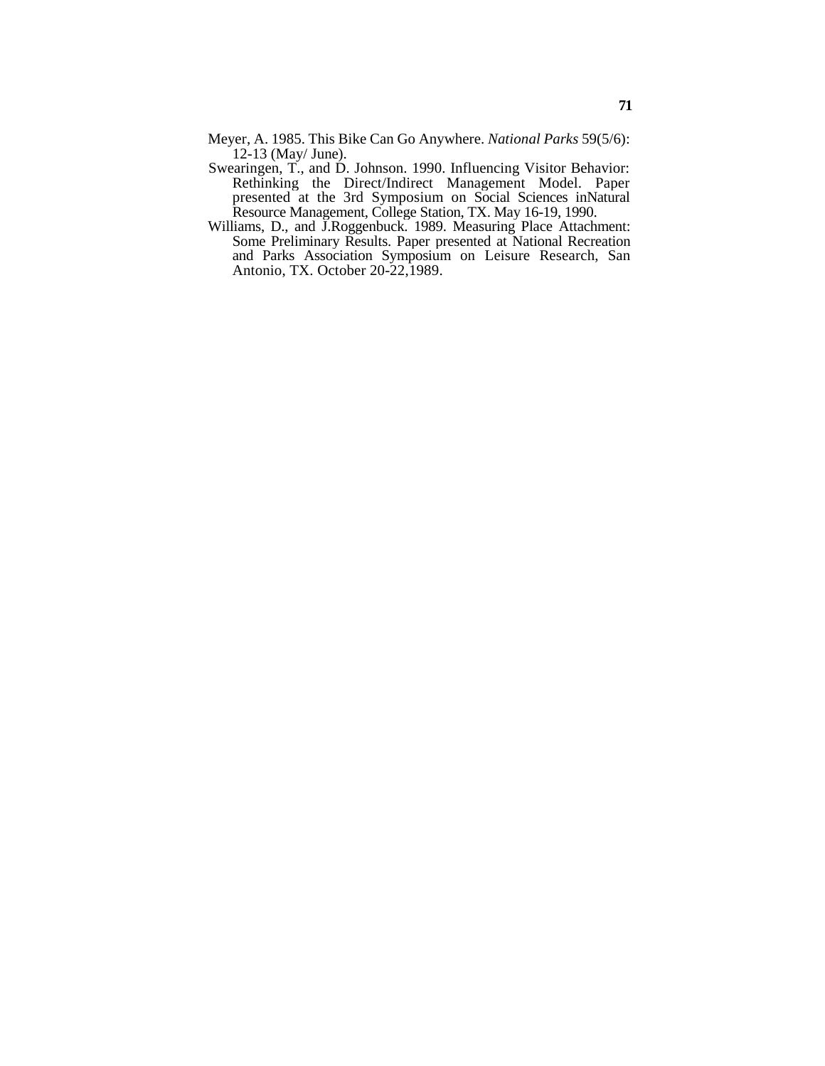Meyer, A. 1985. This Bike Can Go Anywhere. *National Parks* 59(5/6): 12-13 (May/ June).

Swearingen, T., and D. Johnson. 1990. Influencing Visitor Behavior: Rethinking the Direct/Indirect Management Model. Paper presented at the 3rd Symposium on Social Sciences inNatural Resource Management, College Station, TX. May 16-19, 1990.

Williams, D., and J.Roggenbuck. 1989. Measuring Place Attachment: Some Preliminary Results. Paper presented at National Recreation and Parks Association Symposium on Leisure Research, San Antonio, TX. October 20-22,1989.